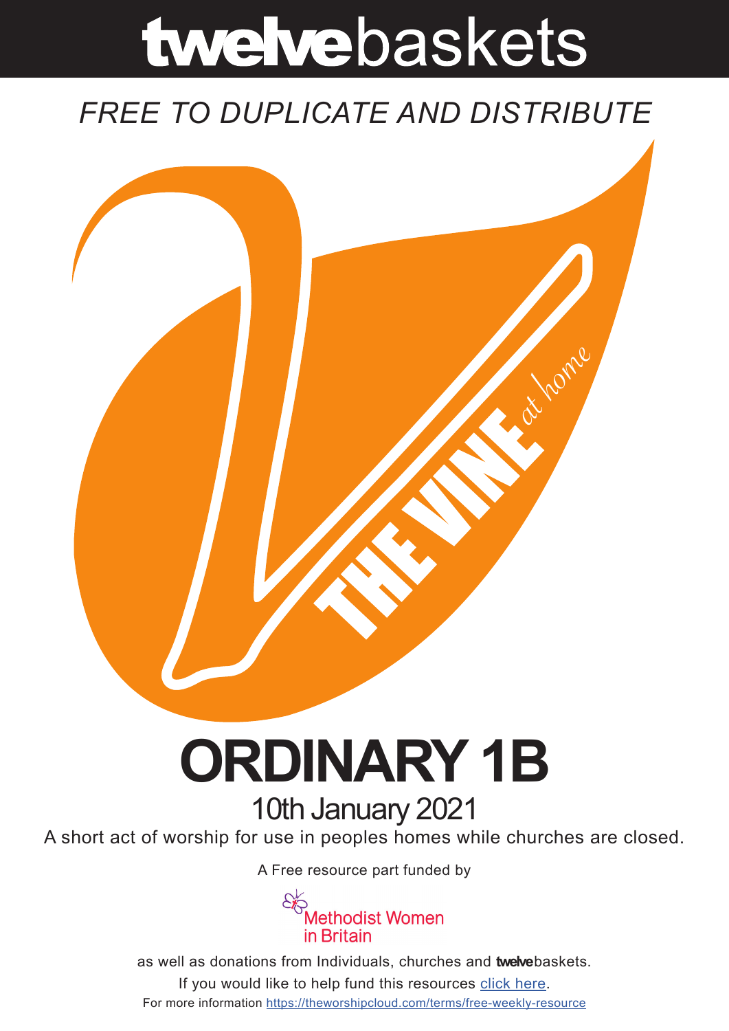# **twelve**baskets

*FREE TO DUPLICATE AND DISTRIBUTE*

THE VINE *at home*

# ORDINARY 1B

## 10th January 2021

A short act of worship for use in peoples homes while churches are closed.

A Free resource part funded by

Methodist Women in Britain

as well as donations from Individuals, churches and **twelve**baskets.

If you would like to help fund this resources click here.

For more information https://theworshipcloud.com/terms/free-weekly-resource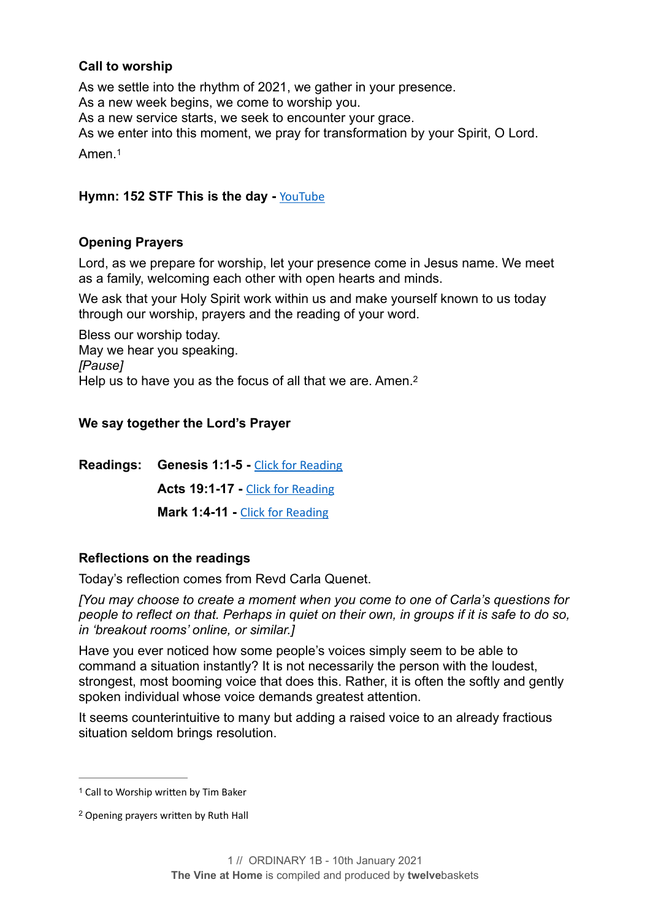**Call to worship**

As we settle into the rhythm of 2021, we gather in your presence.
As a new week begins, we come to worship you.
As a new service starts, we seek to encounter your grace.
As we enter into this moment, we pray for transformation by your Spirit, O Lord.

Amen.[1]

**Hymn: 152 STF This is the day -** YouTube

**Opening Prayers**

Lord, as we prepare for worship, let your presence come in Jesus name. We meet as a family, welcoming each other with open hearts and minds.

We ask that your Holy Spirit work within us and make yourself known to us today through our worship, prayers and the reading of your word.

Bless our worship today.
May we hear you speaking.
*[Pause]*
Help us to have you as the focus of all that we are. Amen.[2]

**We say together the Lord's Prayer**

**Readings:** **Genesis 1:1-5 -** Click for Reading

**Acts 19:1-17 -** Click for Reading

**Mark 1:4-11 -** Click for Reading

**Reflections on the readings**

Today's reflection comes from Revd Carla Quenet.

*[You may choose to create a moment when you come to one of Carla's questions for people to reflect on that. Perhaps in quiet on their own, in groups if it is safe to do so, in 'breakout rooms' online, or similar.]*

Have you ever noticed how some people's voices simply seem to be able to command a situation instantly? It is not necessarily the person with the loudest, strongest, most booming voice that does this. Rather, it is often the softly and gently spoken individual whose voice demands greatest attention.

It seems counterintuitive to many but adding a raised voice to an already fractious situation seldom brings resolution.

---

[1] Call to Worship written by Tim Baker

[2] Opening prayers written by Ruth Hall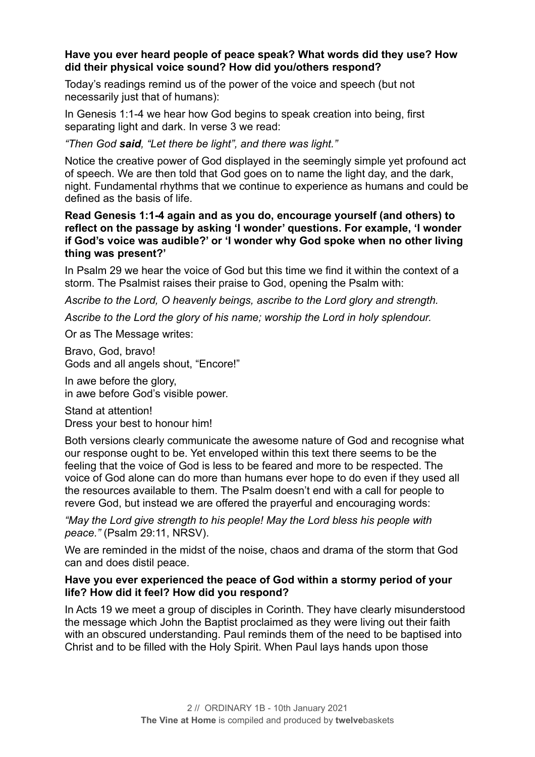**Have you ever heard people of peace speak? What words did they use? How did their physical voice sound? How did you/others respond?**

Today's readings remind us of the power of the voice and speech (but not necessarily just that of humans):

In Genesis 1:1-4 we hear how God begins to speak creation into being, first separating light and dark. In verse 3 we read:

*"Then God **said**, "Let there be light", and there was light."*

Notice the creative power of God displayed in the seemingly simple yet profound act of speech. We are then told that God goes on to name the light day, and the dark, night. Fundamental rhythms that we continue to experience as humans and could be defined as the basis of life.

**Read Genesis 1:1-4 again and as you do, encourage yourself (and others) to reflect on the passage by asking 'I wonder' questions. For example, 'I wonder if God's voice was audible?' or 'I wonder why God spoke when no other living thing was present?'**

In Psalm 29 we hear the voice of God but this time we find it within the context of a storm. The Psalmist raises their praise to God, opening the Psalm with:

*Ascribe to the Lord, O heavenly beings, ascribe to the Lord glory and strength.*

*Ascribe to the Lord the glory of his name; worship the Lord in holy splendour.*

Or as The Message writes:

Bravo, God, bravo!  
Gods and all angels shout, "Encore!"

In awe before the glory,  
in awe before God's visible power.

Stand at attention!  
Dress your best to honour him!

Both versions clearly communicate the awesome nature of God and recognise what our response ought to be. Yet enveloped within this text there seems to be the feeling that the voice of God is less to be feared and more to be respected. The voice of God alone can do more than humans ever hope to do even if they used all the resources available to them. The Psalm doesn't end with a call for people to revere God, but instead we are offered the prayerful and encouraging words:

*"May the Lord give strength to his people! May the Lord bless his people with peace."* (Psalm 29:11, NRSV).

We are reminded in the midst of the noise, chaos and drama of the storm that God can and does distil peace.

**Have you ever experienced the peace of God within a stormy period of your life? How did it feel? How did you respond?**

In Acts 19 we meet a group of disciples in Corinth. They have clearly misunderstood the message which John the Baptist proclaimed as they were living out their faith with an obscured understanding. Paul reminds them of the need to be baptised into Christ and to be filled with the Holy Spirit. When Paul lays hands upon those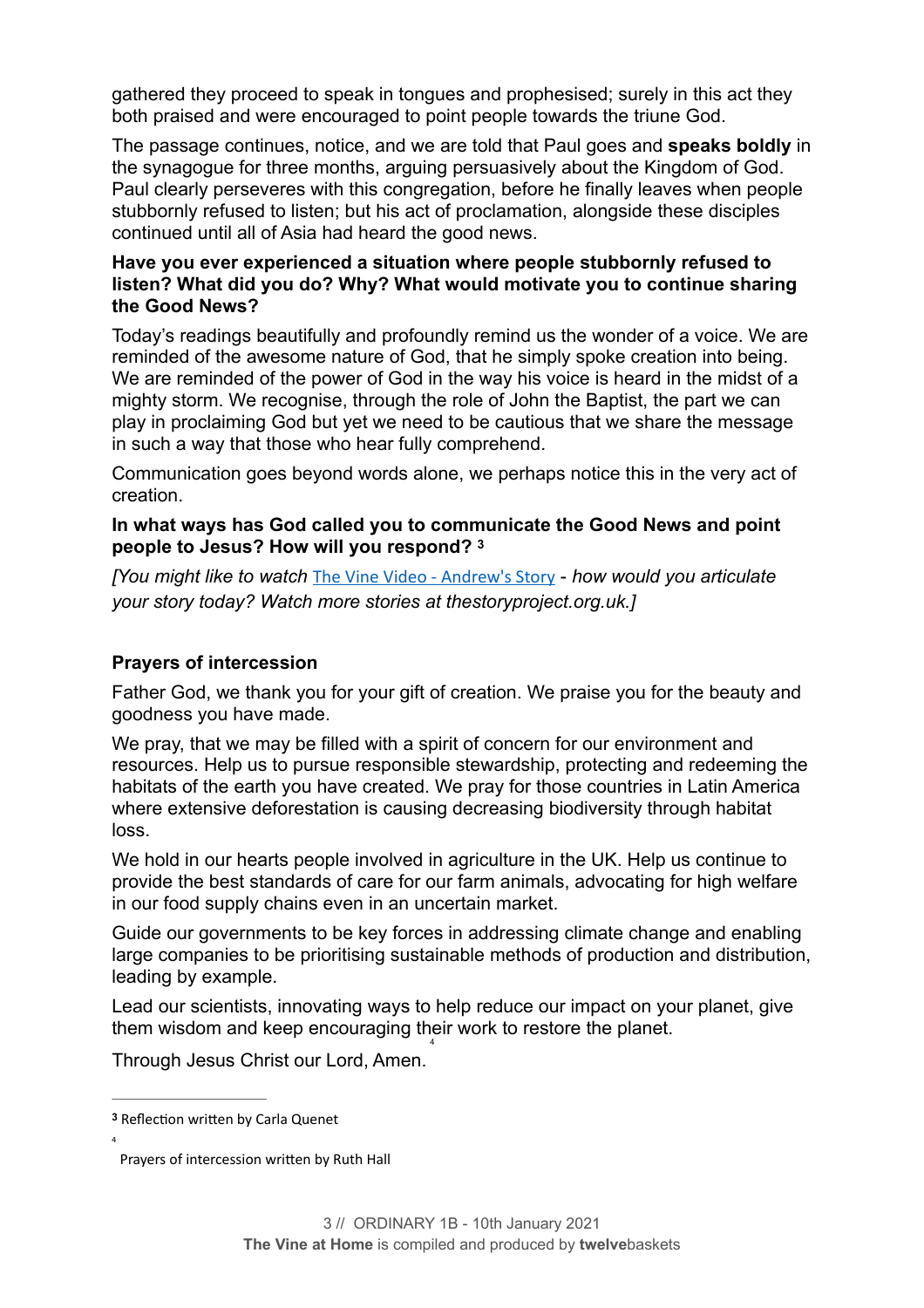gathered they proceed to speak in tongues and prophesised; surely in this act they both praised and were encouraged to point people towards the triune God.

The passage continues, notice, and we are told that Paul goes and **speaks boldly** in the synagogue for three months, arguing persuasively about the Kingdom of God. Paul clearly perseveres with this congregation, before he finally leaves when people stubbornly refused to listen; but his act of proclamation, alongside these disciples continued until all of Asia had heard the good news.

**Have you ever experienced a situation where people stubbornly refused to listen? What did you do? Why? What would motivate you to continue sharing the Good News?**

Today's readings beautifully and profoundly remind us the wonder of a voice. We are reminded of the awesome nature of God, that he simply spoke creation into being. We are reminded of the power of God in the way his voice is heard in the midst of a mighty storm. We recognise, through the role of John the Baptist, the part we can play in proclaiming God but yet we need to be cautious that we share the message in such a way that those who hear fully comprehend.

Communication goes beyond words alone, we perhaps notice this in the very act of creation.

**In what ways has God called you to communicate the Good News and point people to Jesus? How will you respond?** [3]

*[You might like to watch* The Vine Video - Andrew's Story *- how would you articulate your story today? Watch more stories at thestoryproject.org.uk.]*

### Prayers of intercession

Father God, we thank you for your gift of creation. We praise you for the beauty and goodness you have made.

We pray, that we may be filled with a spirit of concern for our environment and resources. Help us to pursue responsible stewardship, protecting and redeeming the habitats of the earth you have created. We pray for those countries in Latin America where extensive deforestation is causing decreasing biodiversity through habitat loss.

We hold in our hearts people involved in agriculture in the UK. Help us continue to provide the best standards of care for our farm animals, advocating for high welfare in our food supply chains even in an uncertain market.

Guide our governments to be key forces in addressing climate change and enabling large companies to be prioritising sustainable methods of production and distribution, leading by example.

Lead our scientists, innovating ways to help reduce our impact on your planet, give them wisdom and keep encouraging their work to restore the planet.[4]

Through Jesus Christ our Lord, Amen.

---

[3] Reflection written by Carla Quenet

[4] Prayers of intercession written by Ruth Hall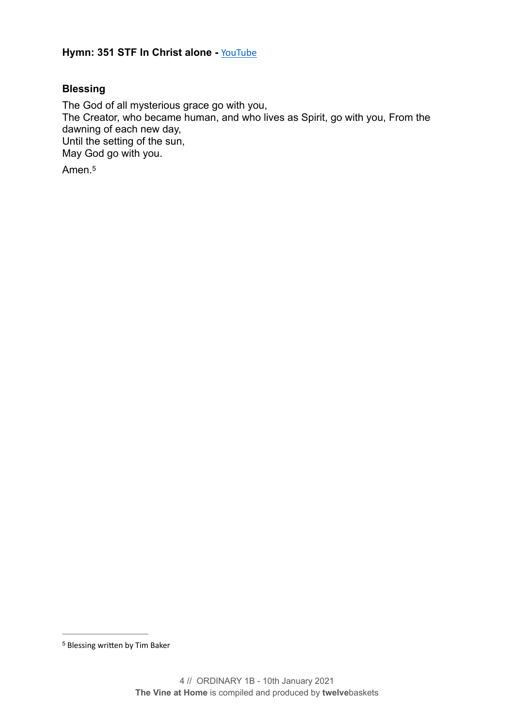**Hymn: 351 STF In Christ alone -** YouTube

**Blessing**

The God of all mysterious grace go with you,
The Creator, who became human, and who lives as Spirit, go with you, From the dawning of each new day,
Until the setting of the sun,
May God go with you.

Amen.[5]

[5] Blessing written by Tim Baker